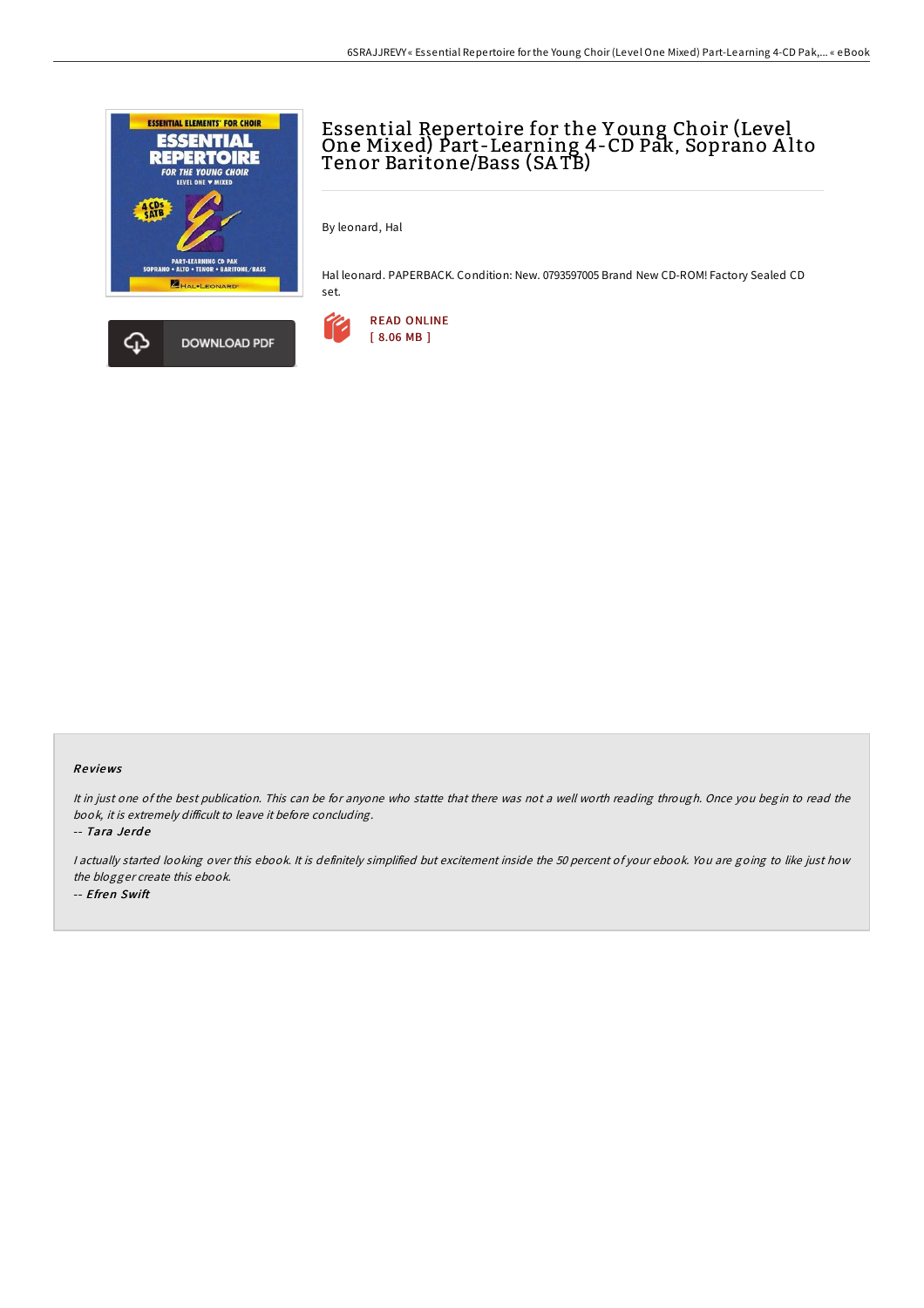# Essential Repertoire for the Young Choir (Level One Mixed) Part-Learning 4-CD Pak, Soprano Alto Tenor Baritone/Bass (SATB)

By leonard, Hal

Hal leonard. PAPERBACK. Condition: New. 0793597005 Brand New CD-ROM! Factory Sealed CD set.

DOWNLOAD PDF

READ ONLINE
[ 8.06 MB ]

## Reviews

*It in just one of the best publication. This can be for anyone who statte that there was not a well worth reading through. Once you begin to read the book, it is extremely difficult to leave it before concluding.*

-- *Tara Jerde*

*I actually started looking over this ebook. It is definitely simplified but excitement inside the 50 percent of your ebook. You are going to like just how the blogger create this ebook.*

-- *Efren Swift*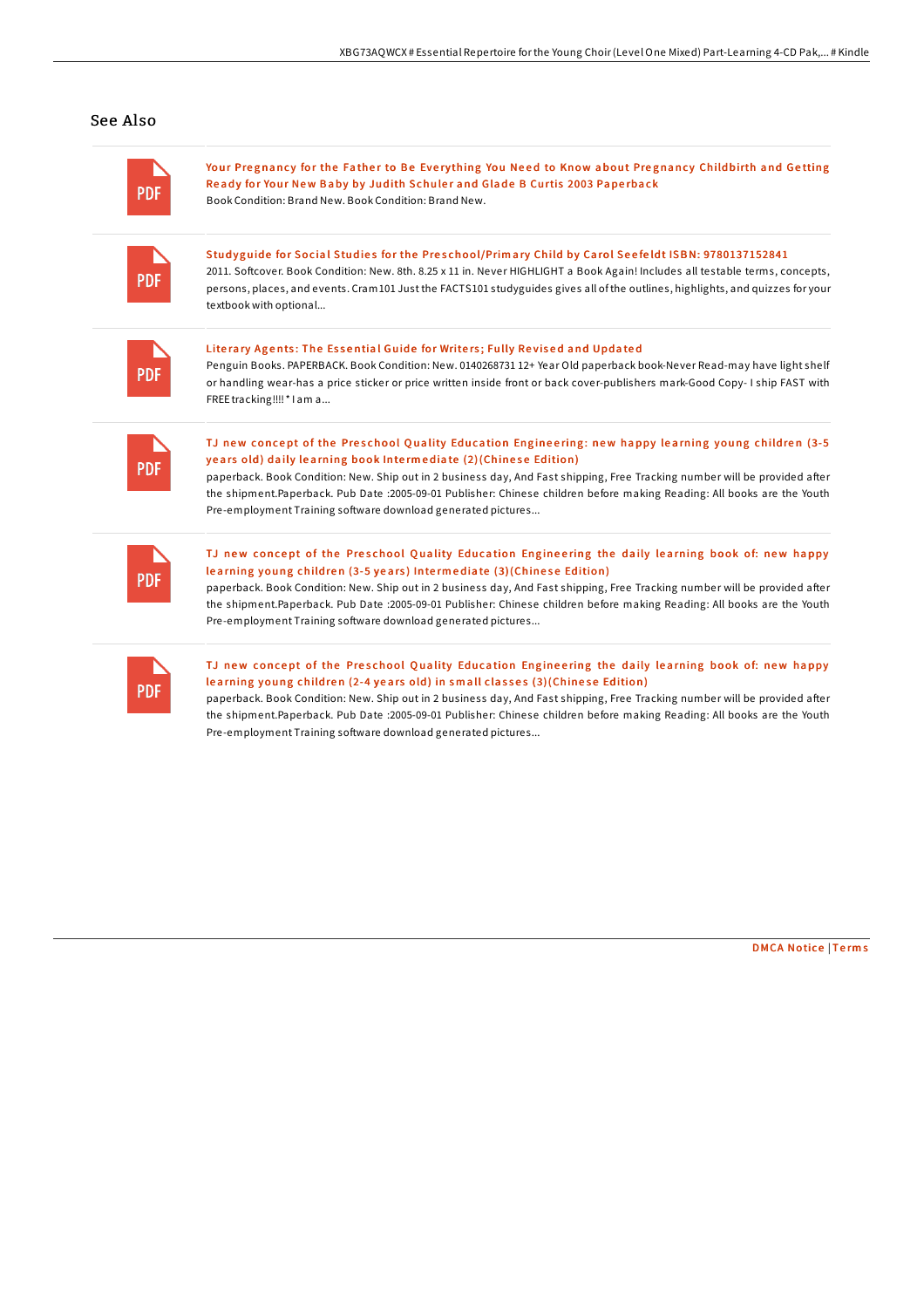## See Also

**Your Pregnancy for the Father to Be Everything You Need to Know about Pregnancy Childbirth and Getting Ready for Your New Baby by Judith Schuler and Glade B Curtis 2003 Paperback**
Book Condition: Brand New. Book Condition: Brand New.

**Studyguide for Social Studies for the Preschool/Primary Child by Carol Seefeldt ISBN: 9780137152841**
2011. Softcover. Book Condition: New. 8th. 8.25 x 11 in. Never HIGHLIGHT a Book Again! Includes all testable terms, concepts, persons, places, and events. Cram101 Just the FACTS101 studyguides gives all of the outlines, highlights, and quizzes for your textbook with optional...

**Literary Agents: The Essential Guide for Writers; Fully Revised and Updated**
Penguin Books. PAPERBACK. Book Condition: New. 0140268731 12+ Year Old paperback book-Never Read-may have light shelf or handling wear-has a price sticker or price written inside front or back cover-publishers mark-Good Copy- I ship FAST with FREE tracking!!!! * I am a...

**TJ new concept of the Preschool Quality Education Engineering: new happy learning young children (3-5 years old) daily learning book Intermediate (2)(Chinese Edition)**
paperback. Book Condition: New. Ship out in 2 business day, And Fast shipping, Free Tracking number will be provided after the shipment.Paperback. Pub Date :2005-09-01 Publisher: Chinese children before making Reading: All books are the Youth Pre-employment Training software download generated pictures...

**TJ new concept of the Preschool Quality Education Engineering the daily learning book of: new happy learning young children (3-5 years) Intermediate (3)(Chinese Edition)**
paperback. Book Condition: New. Ship out in 2 business day, And Fast shipping, Free Tracking number will be provided after the shipment.Paperback. Pub Date :2005-09-01 Publisher: Chinese children before making Reading: All books are the Youth Pre-employment Training software download generated pictures...

**TJ new concept of the Preschool Quality Education Engineering the daily learning book of: new happy learning young children (2-4 years old) in small classes (3)(Chinese Edition)**
paperback. Book Condition: New. Ship out in 2 business day, And Fast shipping, Free Tracking number will be provided after the shipment.Paperback. Pub Date :2005-09-01 Publisher: Chinese children before making Reading: All books are the Youth Pre-employment Training software download generated pictures...